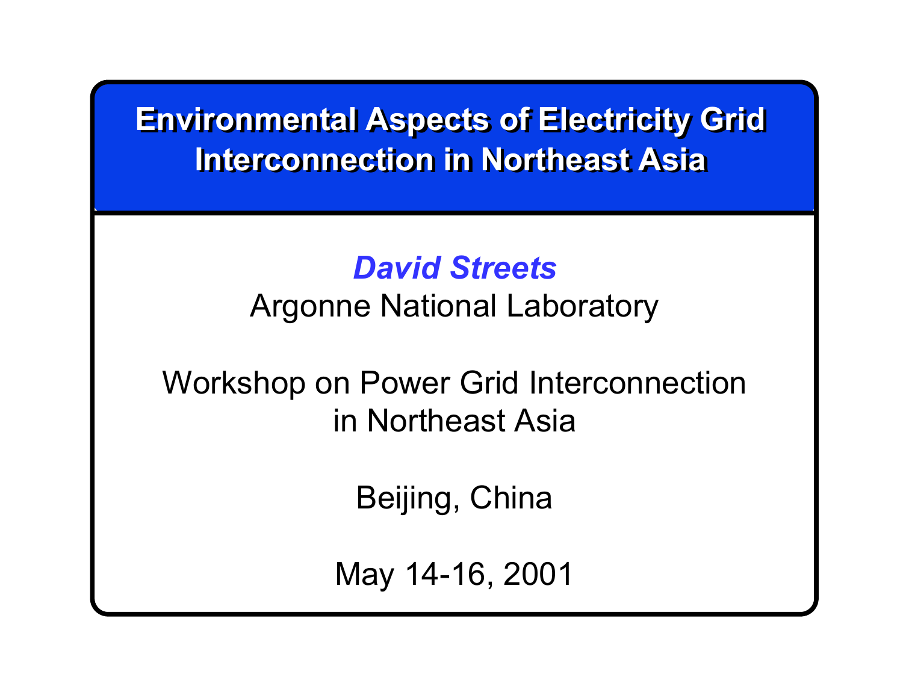# Environmental Aspects of Electricity Grid Interconnection in Northeast Asia

***David Streets***

Argonne National Laboratory

Workshop on Power Grid Interconnection in Northeast Asia

Beijing, China

May 14-16, 2001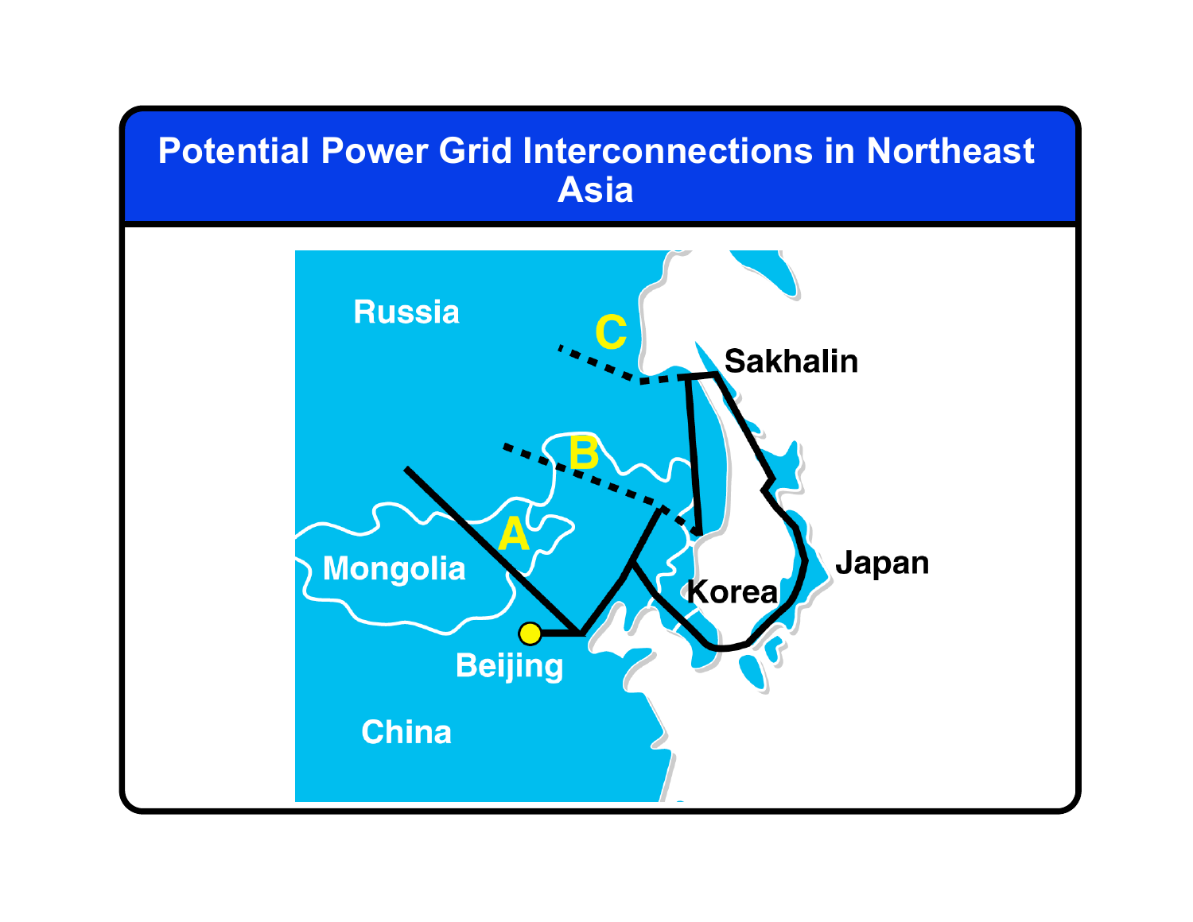# Potential Power Grid Interconnections in Northeast Asia

Russia

C

Sakhalin

B

A

Mongolia

Japan

Korea

Beijing

China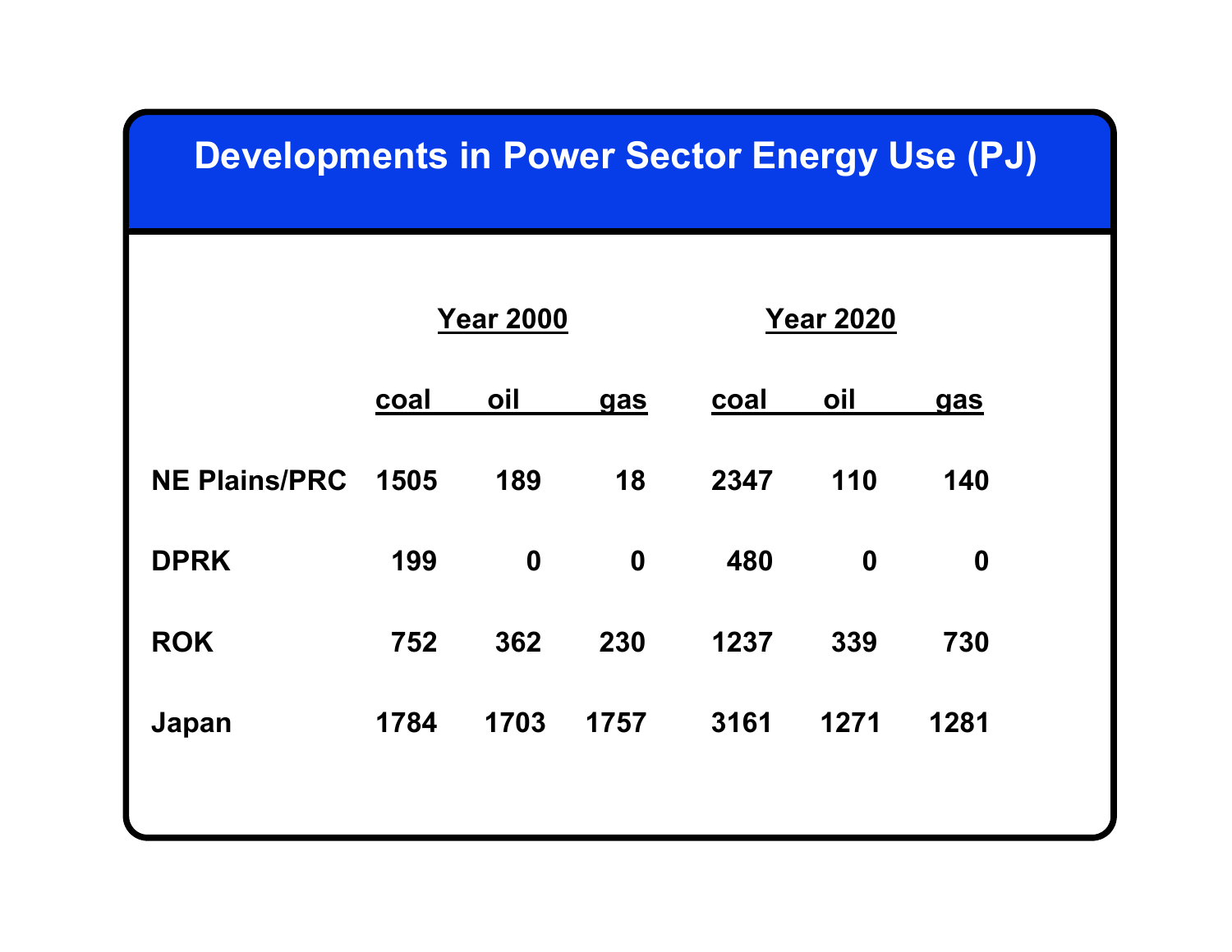# Developments in Power Sector Energy Use (PJ)

| | Year 2000 | | | Year 2020 | | |
|---|---|---|---|---|---|---|
| | coal | oil | gas | coal | oil | gas |
| NE Plains/PRC | 1505 | 189 | 18 | 2347 | 110 | 140 |
| DPRK | 199 | 0 | 0 | 480 | 0 | 0 |
| ROK | 752 | 362 | 230 | 1237 | 339 | 730 |
| Japan | 1784 | 1703 | 1757 | 3161 | 1271 | 1281 |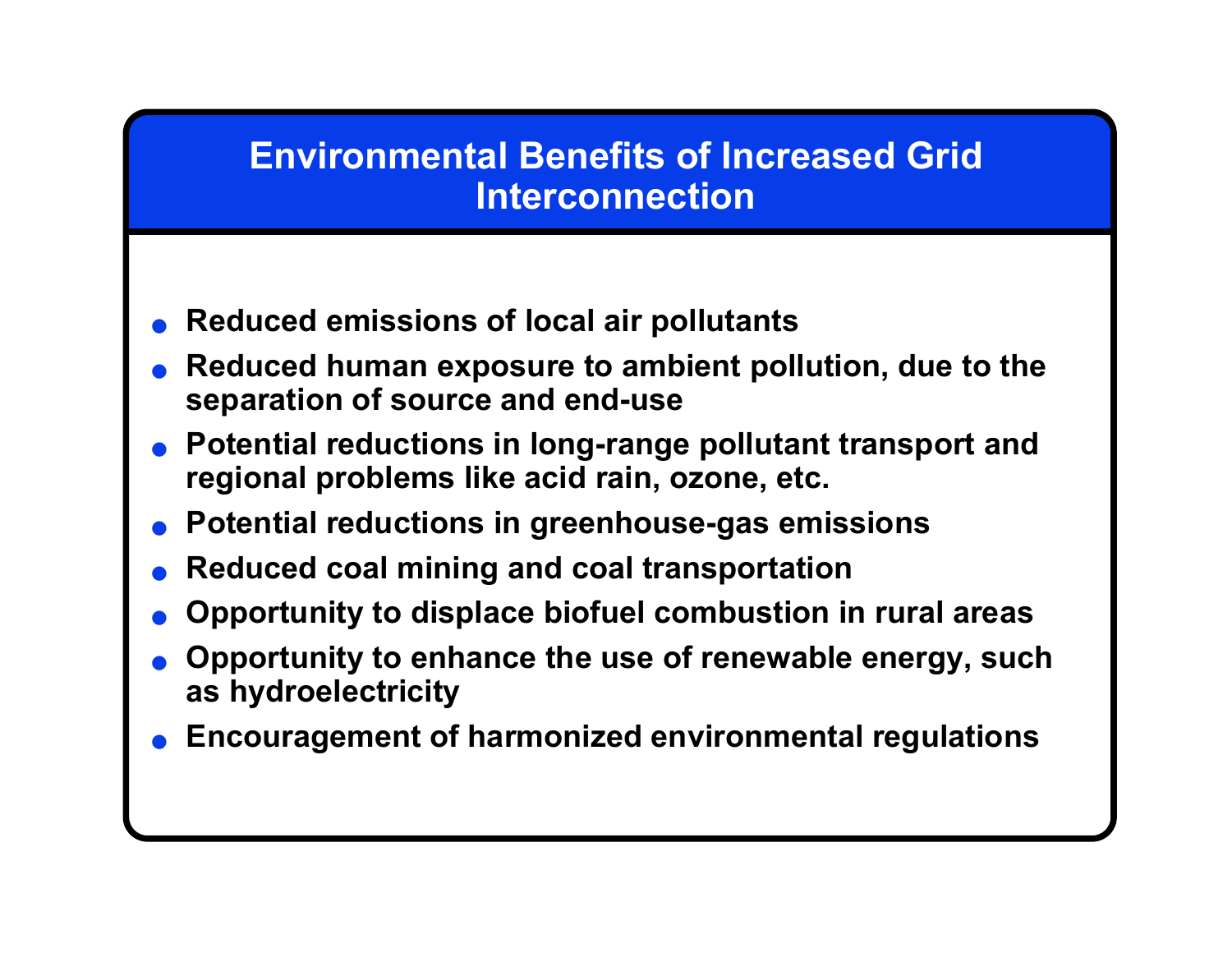## Environmental Benefits of Increased Grid Interconnection

- **Reduced emissions of local air pollutants**
- **Reduced human exposure to ambient pollution, due to the separation of source and end-use**
- **Potential reductions in long-range pollutant transport and regional problems like acid rain, ozone, etc.**
- **Potential reductions in greenhouse-gas emissions**
- **Reduced coal mining and coal transportation**
- **Opportunity to displace biofuel combustion in rural areas**
- **Opportunity to enhance the use of renewable energy, such as hydroelectricity**
- **Encouragement of harmonized environmental regulations**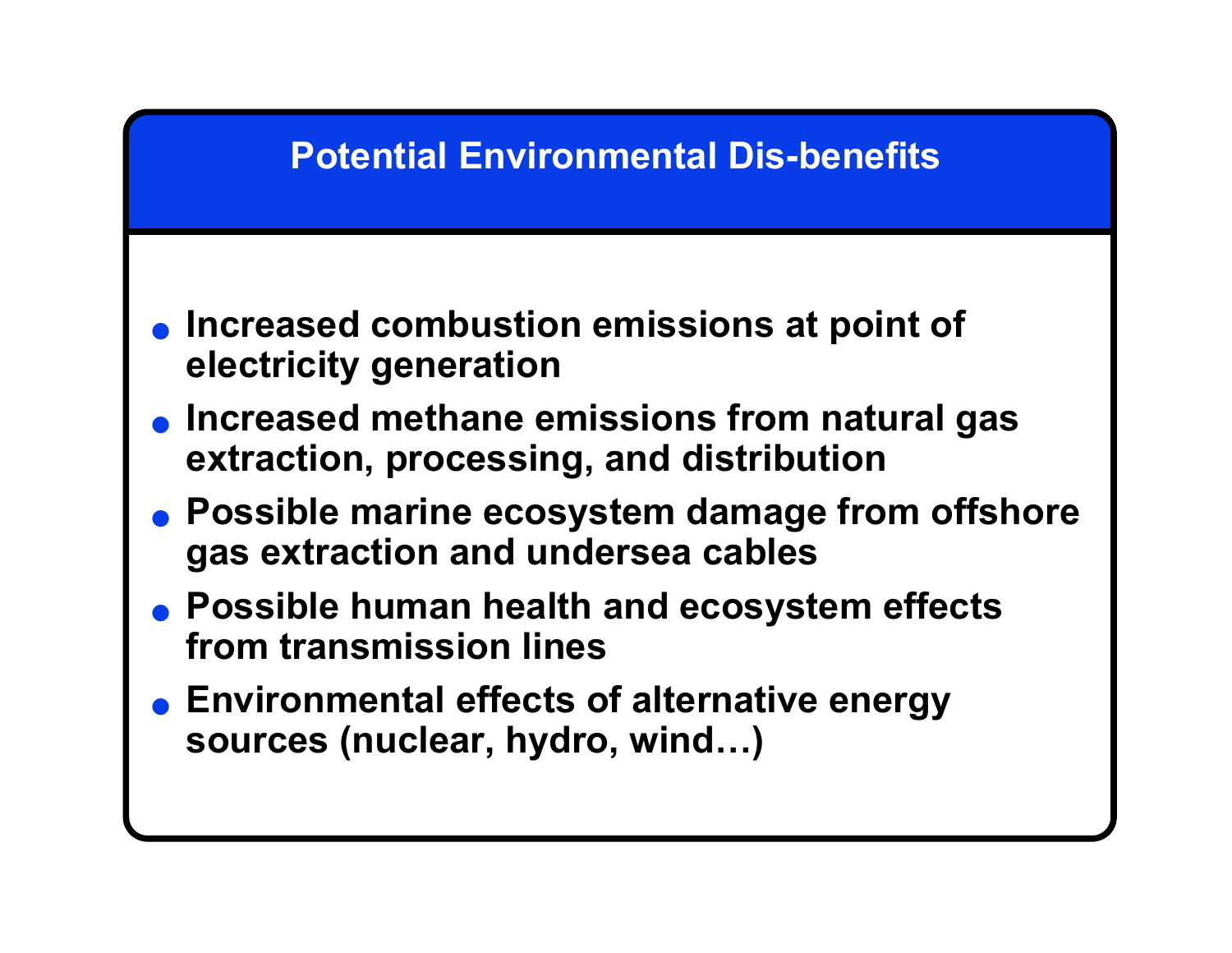## Potential Environmental Dis-benefits

- Increased combustion emissions at point of electricity generation
- Increased methane emissions from natural gas extraction, processing, and distribution
- Possible marine ecosystem damage from offshore gas extraction and undersea cables
- Possible human health and ecosystem effects from transmission lines
- Environmental effects of alternative energy sources (nuclear, hydro, wind…)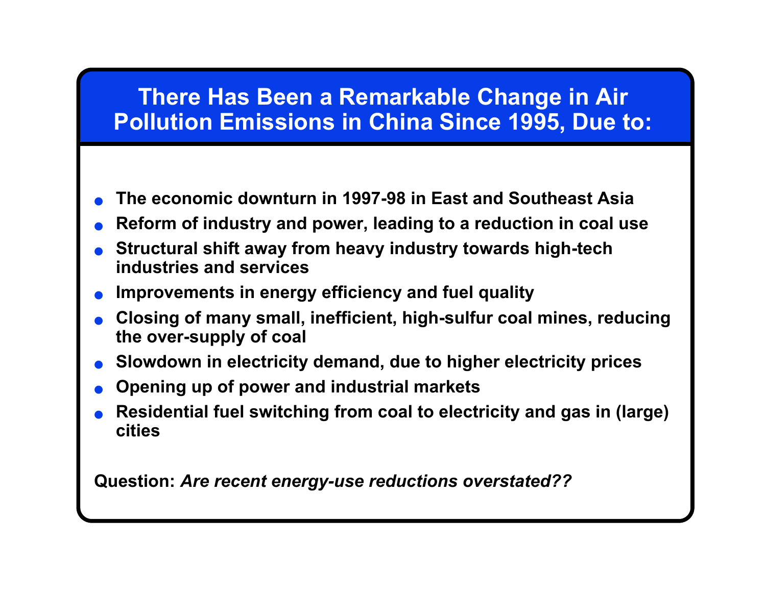# There Has Been a Remarkable Change in Air Pollution Emissions in China Since 1995, Due to:

- The economic downturn in 1997-98 in East and Southeast Asia
- Reform of industry and power, leading to a reduction in coal use
- Structural shift away from heavy industry towards high-tech industries and services
- Improvements in energy efficiency and fuel quality
- Closing of many small, inefficient, high-sulfur coal mines, reducing the over-supply of coal
- Slowdown in electricity demand, due to higher electricity prices
- Opening up of power and industrial markets
- Residential fuel switching from coal to electricity and gas in (large) cities

**Question:** ***Are recent energy-use reductions overstated??***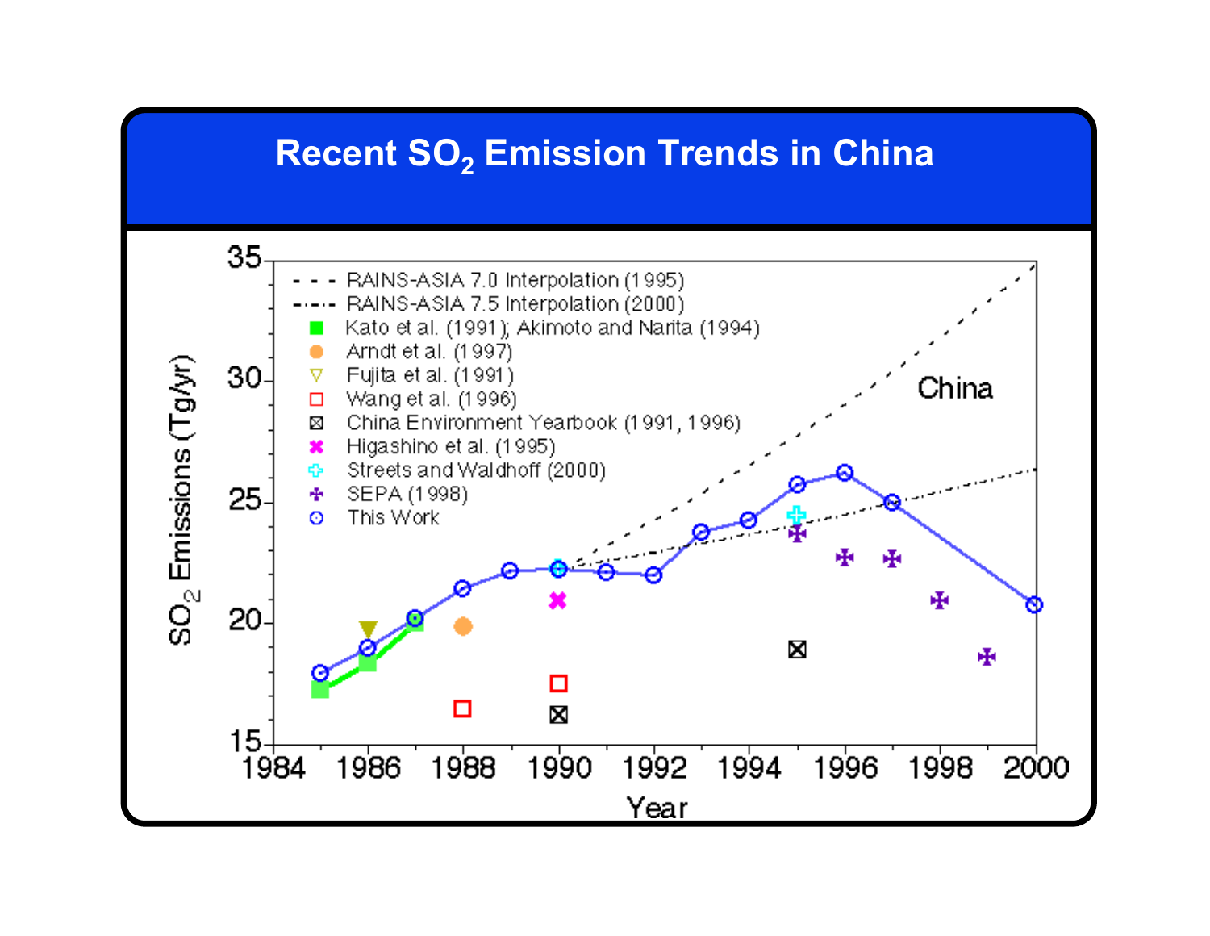# Recent $SO_2$ Emission Trends in China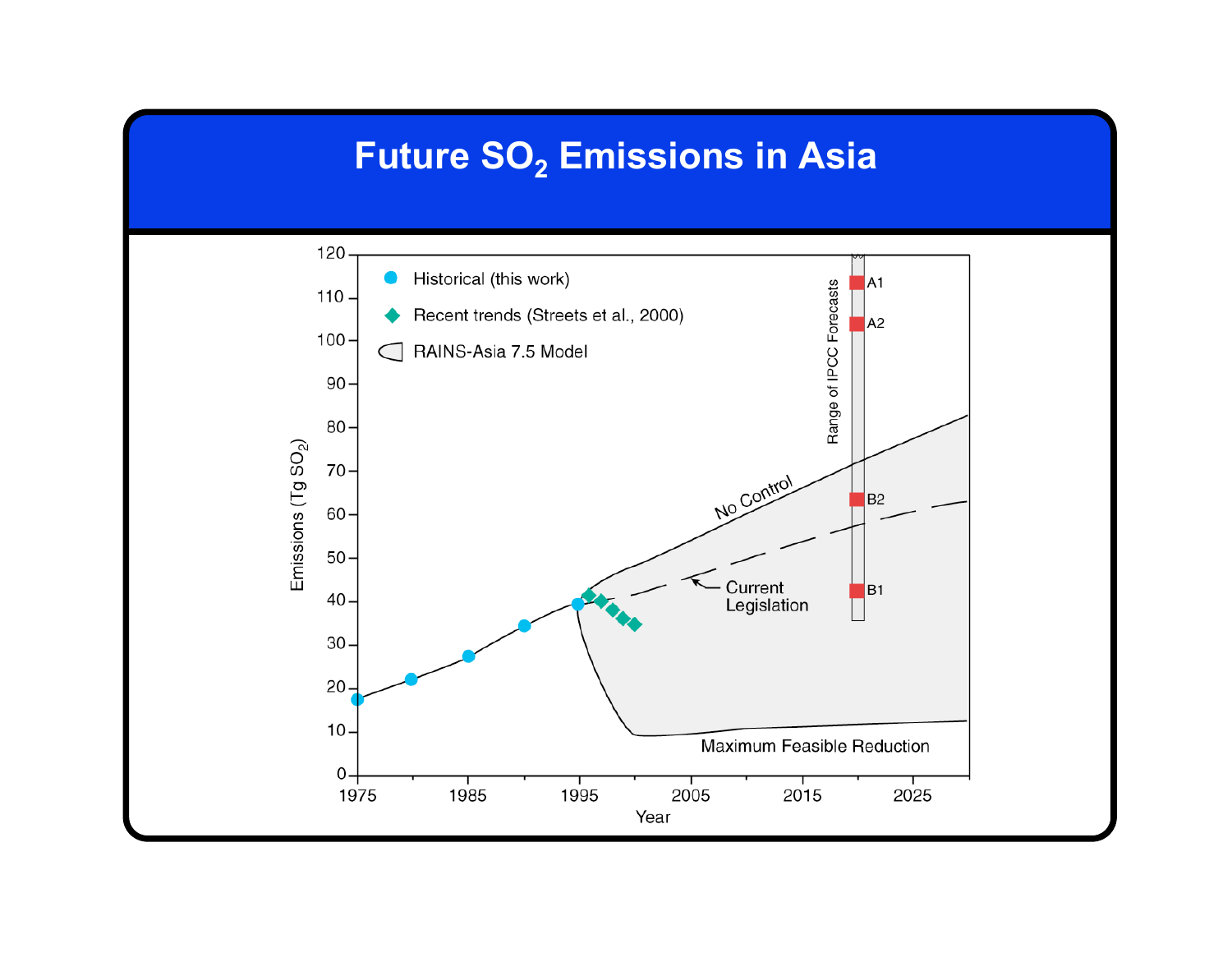# Future $SO_2$ Emissions in Asia

Historical (this work)

Recent trends (Streets et al., 2000)

RAINS-Asia 7.5 Model

Range of IPCC Forecasts

A1

A2

B2

B1

No Control

Current Legislation

Maximum Feasible Reduction

Emissions (Tg $SO_2$)

Year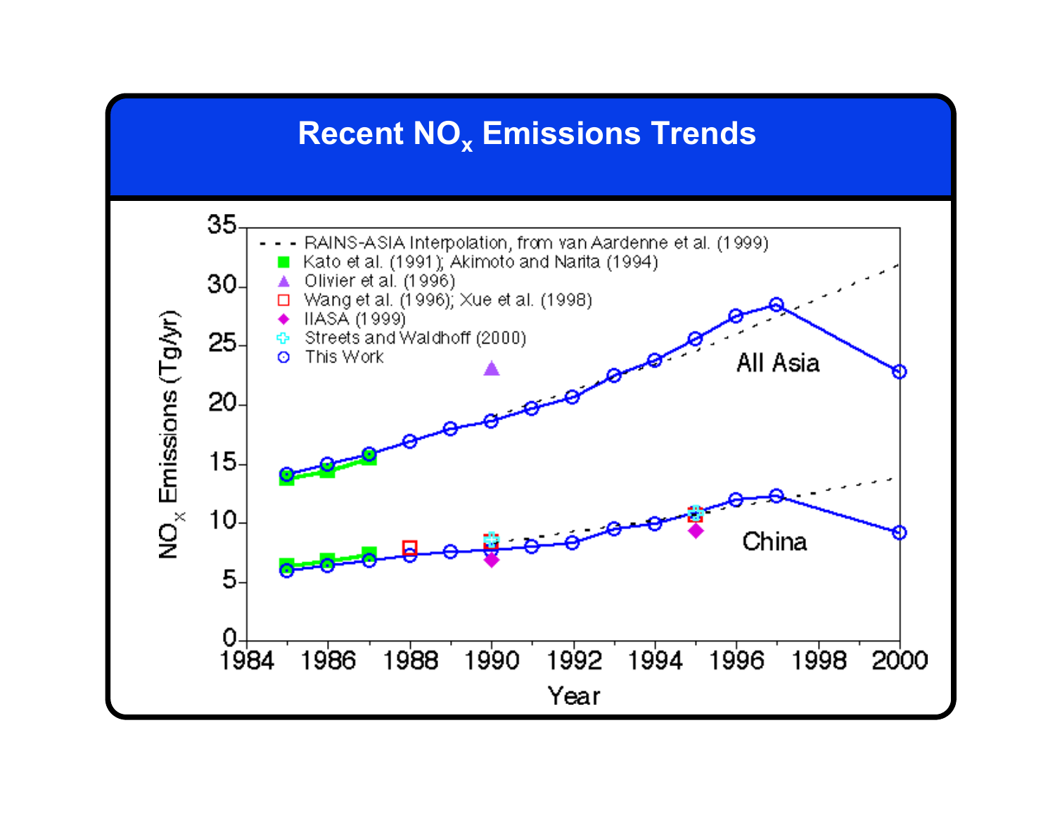# Recent $NO_x$ Emissions Trends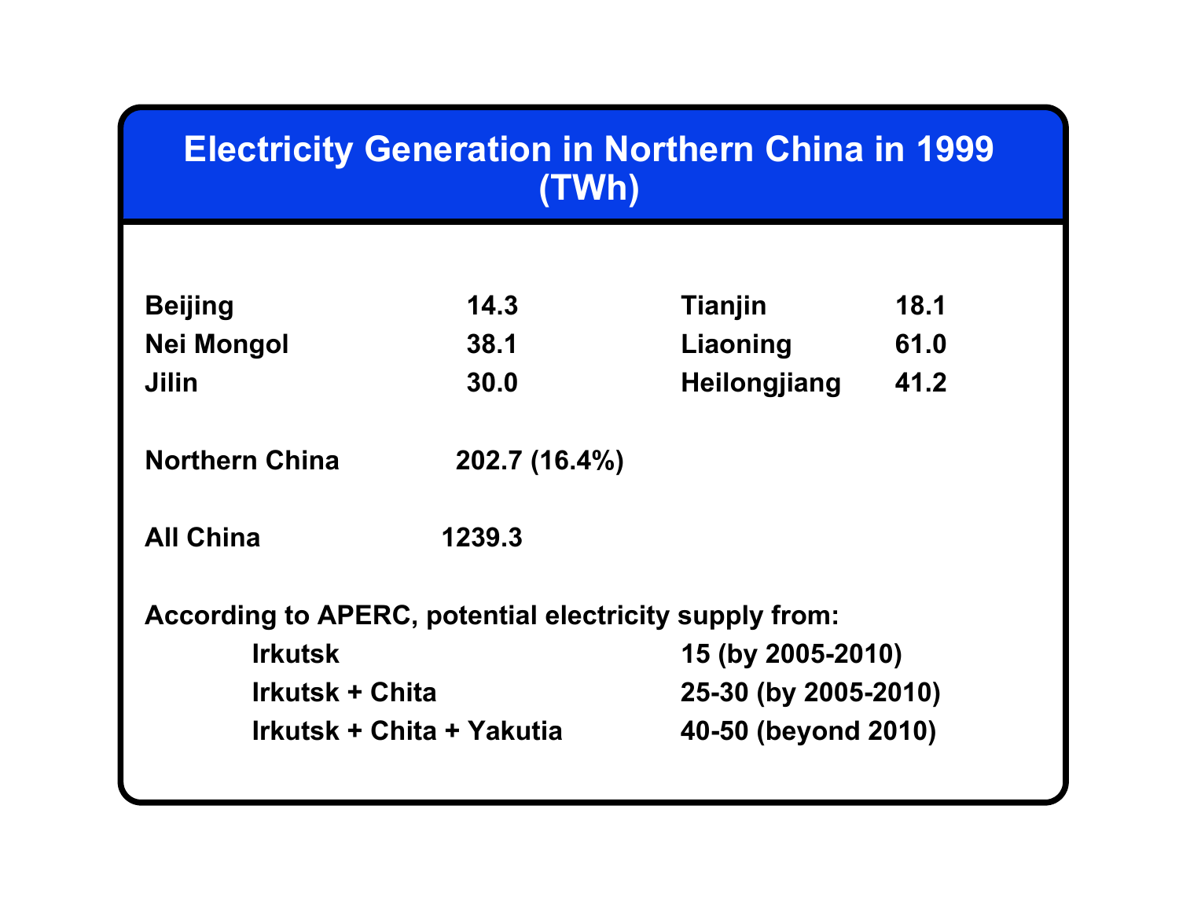# Electricity Generation in Northern China in 1999 (TWh)

| | | | |
|---|---|---|---|
| Beijing | 14.3 | Tianjin | 18.1 |
| Nei Mongol | 38.1 | Liaoning | 61.0 |
| Jilin | 30.0 | Heilongjiang | 41.2 |

**Northern China** 202.7 (16.4%)

**All China** 1239.3

**According to APERC, potential electricity supply from:**

| | |
|---|---|
| Irkutsk | 15 (by 2005-2010) |
| Irkutsk + Chita | 25-30 (by 2005-2010) |
| Irkutsk + Chita + Yakutia | 40-50 (beyond 2010) |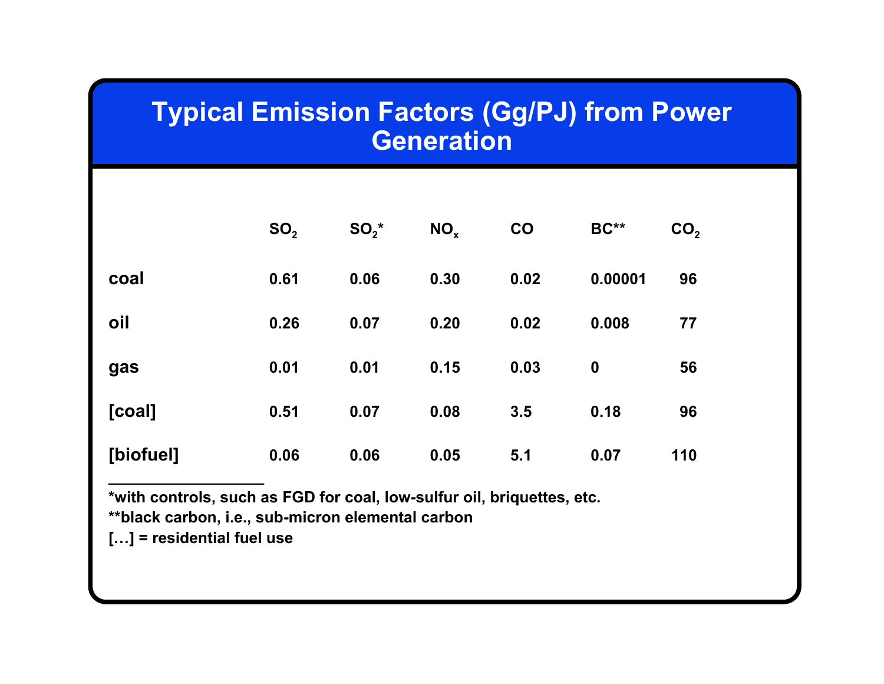# Typical Emission Factors (Gg/PJ) from Power Generation

| | $SO_2$ | $SO_2$* | $NO_x$ | CO | BC** | $CO_2$ |
|---|---|---|---|---|---|---|
| coal | 0.61 | 0.06 | 0.30 | 0.02 | 0.00001 | 96 |
| oil | 0.26 | 0.07 | 0.20 | 0.02 | 0.008 | 77 |
| gas | 0.01 | 0.01 | 0.15 | 0.03 | 0 | 56 |
| [coal] | 0.51 | 0.07 | 0.08 | 3.5 | 0.18 | 96 |
| [biofuel] | 0.06 | 0.06 | 0.05 | 5.1 | 0.07 | 110 |

*with controls, such as FGD for coal, low-sulfur oil, briquettes, etc.

**black carbon, i.e., sub-micron elemental carbon

[…] = residential fuel use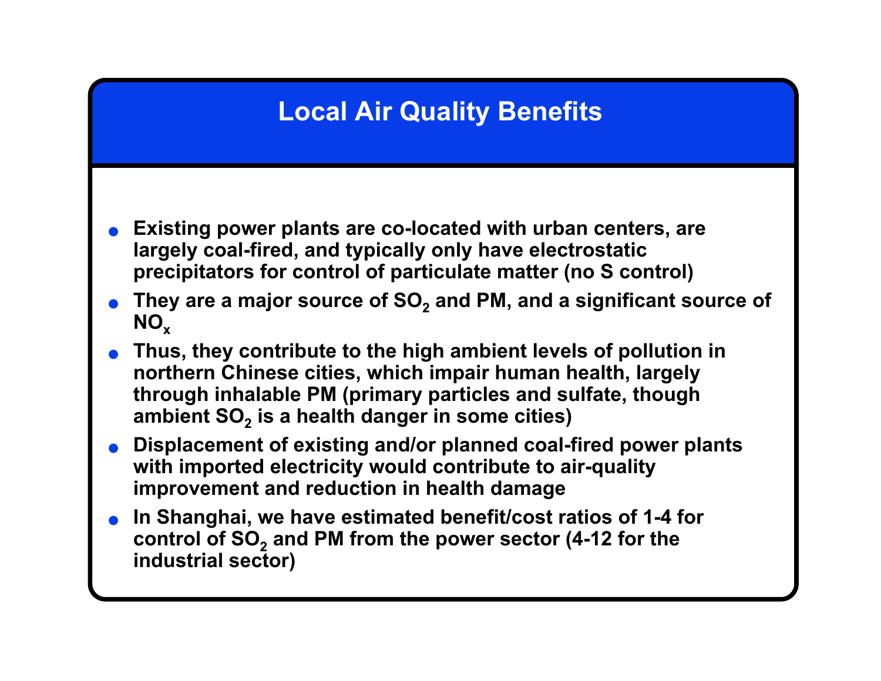## Local Air Quality Benefits

- Existing power plants are co-located with urban centers, are largely coal-fired, and typically only have electrostatic precipitators for control of particulate matter (no S control)
- They are a major source of $SO_2$ and PM, and a significant source of $NO_x$
- Thus, they contribute to the high ambient levels of pollution in northern Chinese cities, which impair human health, largely through inhalable PM (primary particles and sulfate, though ambient $SO_2$ is a health danger in some cities)
- Displacement of existing and/or planned coal-fired power plants with imported electricity would contribute to air-quality improvement and reduction in health damage
- In Shanghai, we have estimated benefit/cost ratios of 1-4 for control of $SO_2$ and PM from the power sector (4-12 for the industrial sector)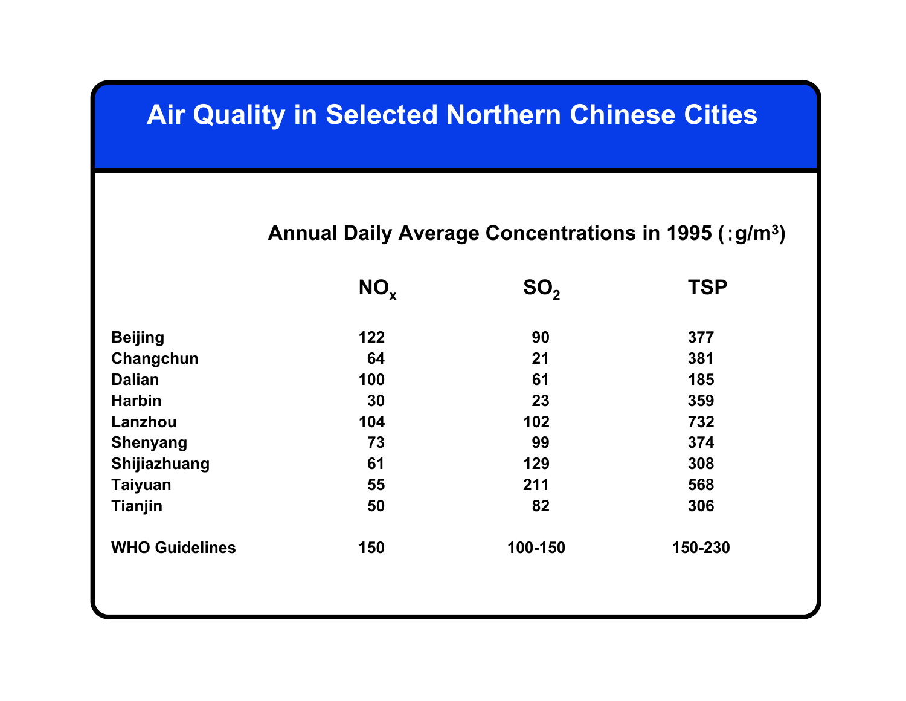# Air Quality in Selected Northern Chinese Cities

## Annual Daily Average Concentrations in 1995 (:g/m³)

| | $NO_x$ | $SO_2$ | TSP |
|---|---|---|---|
| Beijing | 122 | 90 | 377 |
| Changchun | 64 | 21 | 381 |
| Dalian | 100 | 61 | 185 |
| Harbin | 30 | 23 | 359 |
| Lanzhou | 104 | 102 | 732 |
| Shenyang | 73 | 99 | 374 |
| Shijiazhuang | 61 | 129 | 308 |
| Taiyuan | 55 | 211 | 568 |
| Tianjin | 50 | 82 | 306 |
| WHO Guidelines | 150 | 100-150 | 150-230 |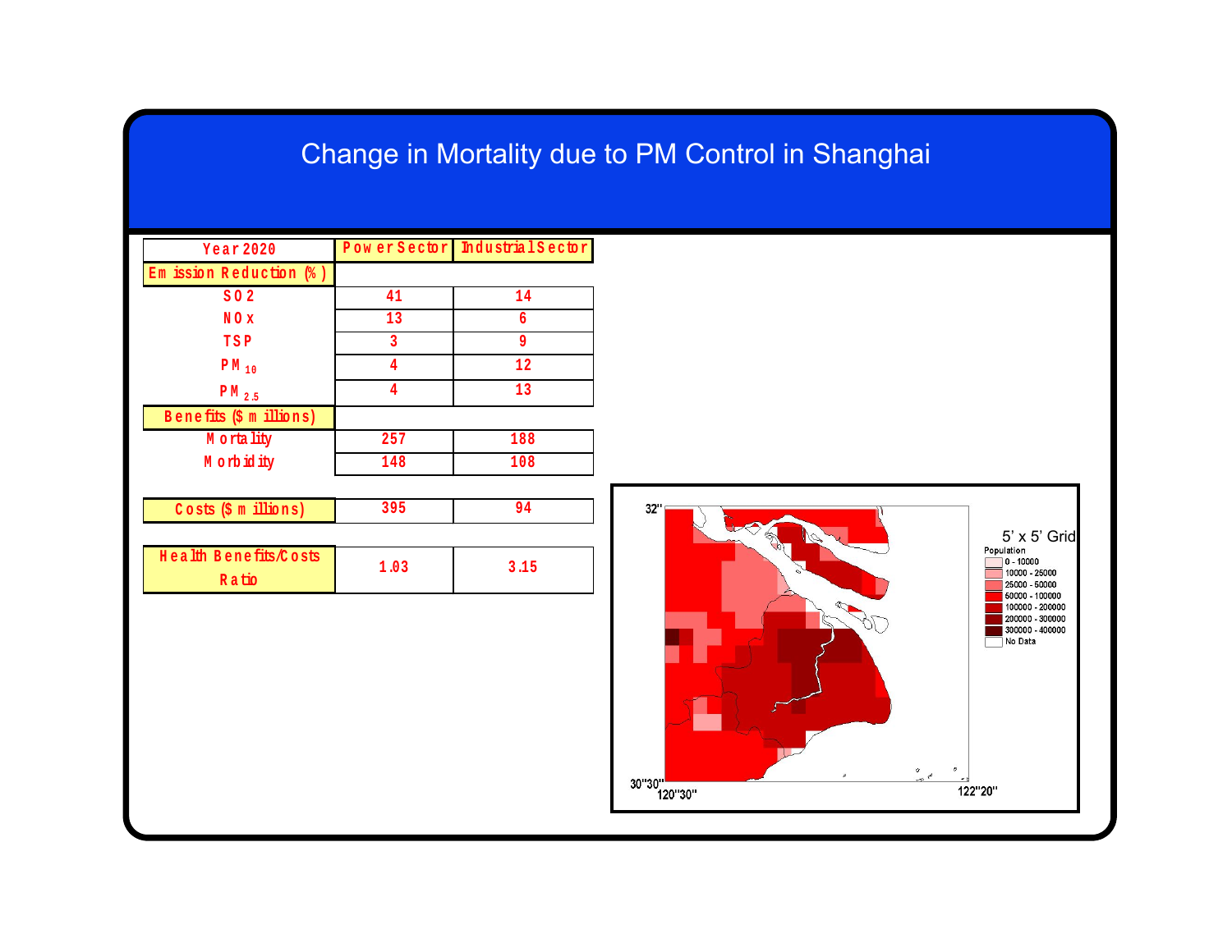# Change in Mortality due to PM Control in Shanghai

| Year 2020 | Power Sector | Industrial Sector |
|---|---|---|
| Emission Reduction (%) | | |
| SO2 | 41 | 14 |
| NOx | 13 | 6 |
| TSP | 3 | 9 |
| $PM_{10}$ | 4 | 12 |
| $PM_{2.5}$ | 4 | 13 |
| Benefits ($ millions) | | |
| Mortality | 257 | 188 |
| Morbidity | 148 | 108 |
| Costs ($ millions) | 395 | 94 |
| Health Benefits/Costs Ratio | 1.03 | 3.15 |

5' x 5' Grid

Population
- 0 - 10000
- 10000 - 25000
- 25000 - 50000
- 50000 - 100000
- 100000 - 200000
- 200000 - 300000
- 300000 - 400000
- No Data

32''

30''30''

120''30''

122''20''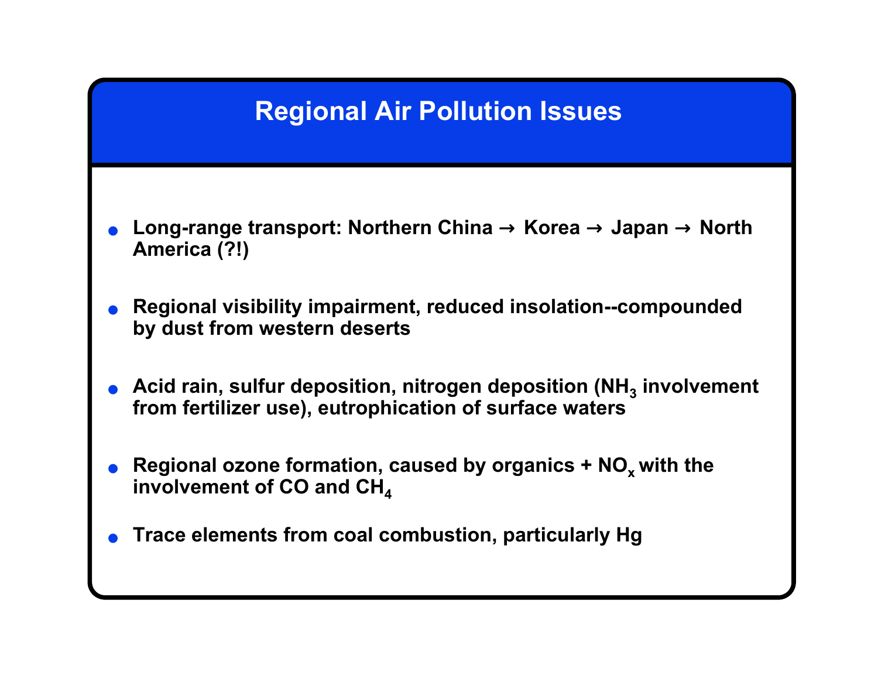# Regional Air Pollution Issues

- **Long-range transport: Northern China → Korea → Japan → North America (?!)**
- **Regional visibility impairment, reduced insolation--compounded by dust from western deserts**
- **Acid rain, sulfur deposition, nitrogen deposition ($NH_3$ involvement from fertilizer use), eutrophication of surface waters**
- **Regional ozone formation, caused by organics + $NO_x$ with the involvement of CO and $CH_4$**
- **Trace elements from coal combustion, particularly Hg**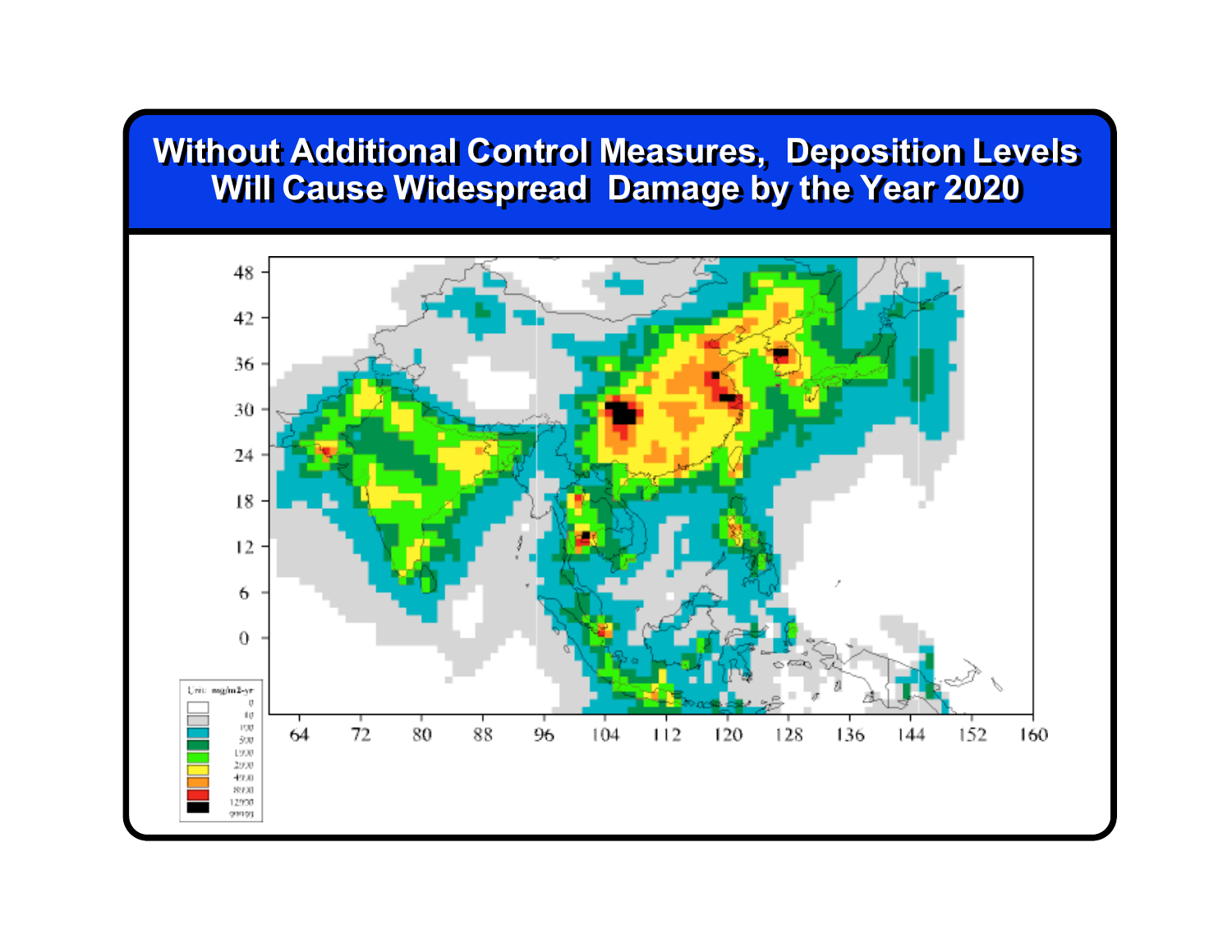# Without Additional Control Measures, Deposition Levels Will Cause Widespread Damage by the Year 2020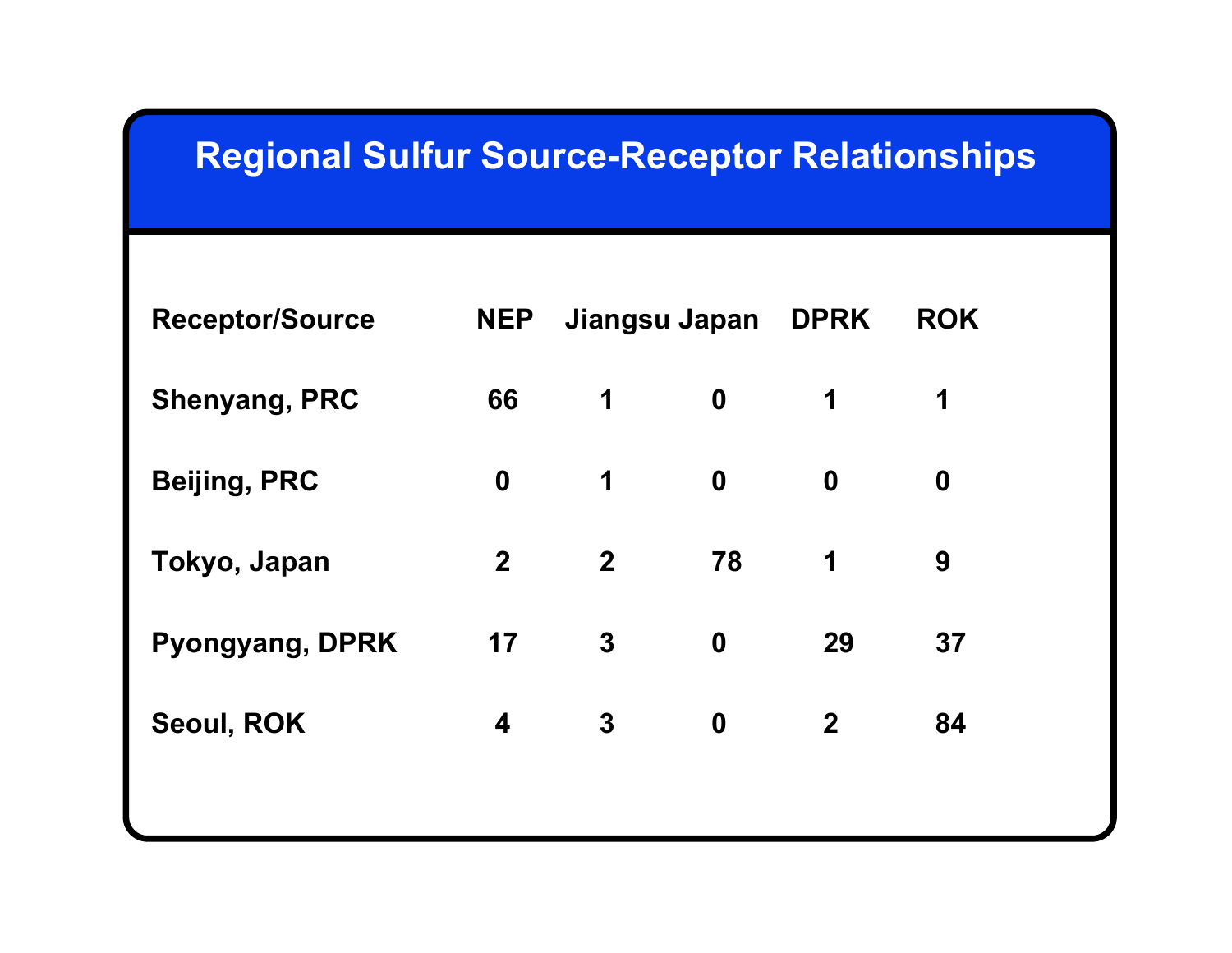# Regional Sulfur Source-Receptor Relationships

| Receptor/Source | NEP | Jiangsu | Japan | DPRK | ROK |
|---|---|---|---|---|---|
| Shenyang, PRC | 66 | 1 | 0 | 1 | 1 |
| Beijing, PRC | 0 | 1 | 0 | 0 | 0 |
| Tokyo, Japan | 2 | 2 | 78 | 1 | 9 |
| Pyongyang, DPRK | 17 | 3 | 0 | 29 | 37 |
| Seoul, ROK | 4 | 3 | 0 | 2 | 84 |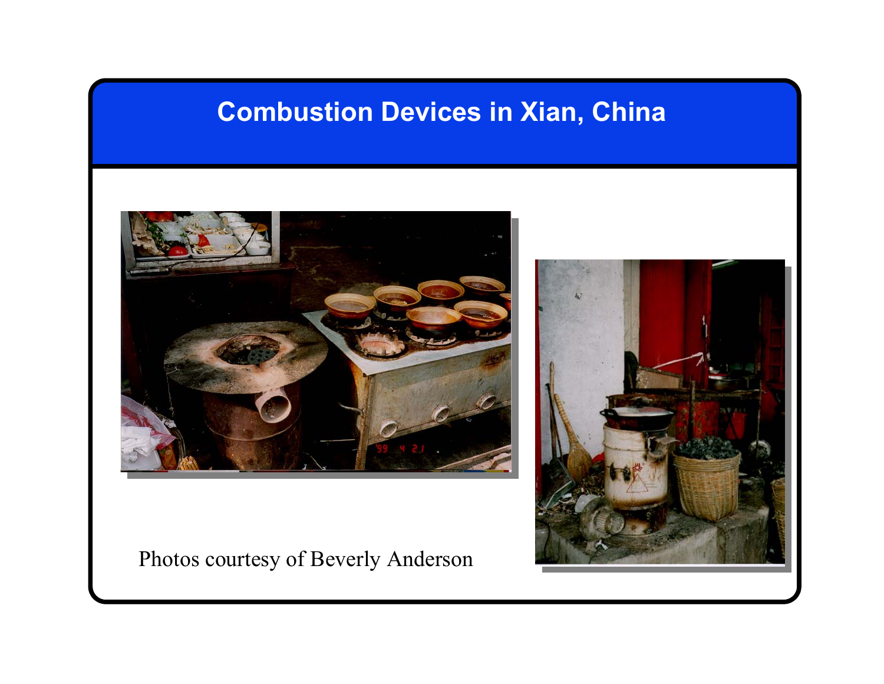# Combustion Devices in Xian, China

Photos courtesy of Beverly Anderson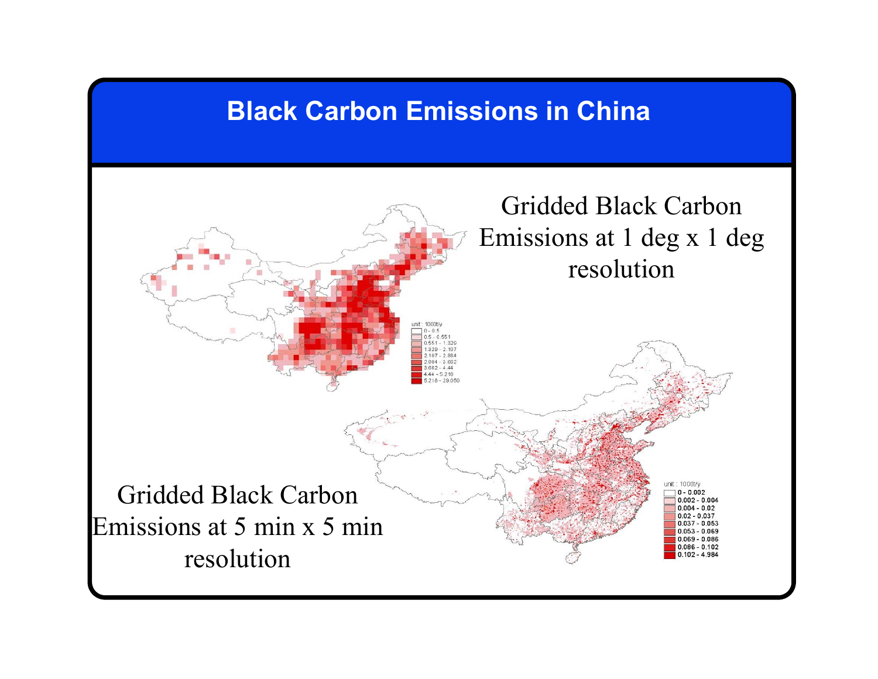# Black Carbon Emissions in China

Gridded Black Carbon Emissions at 1 deg x 1 deg resolution

Gridded Black Carbon Emissions at 5 min x 5 min resolution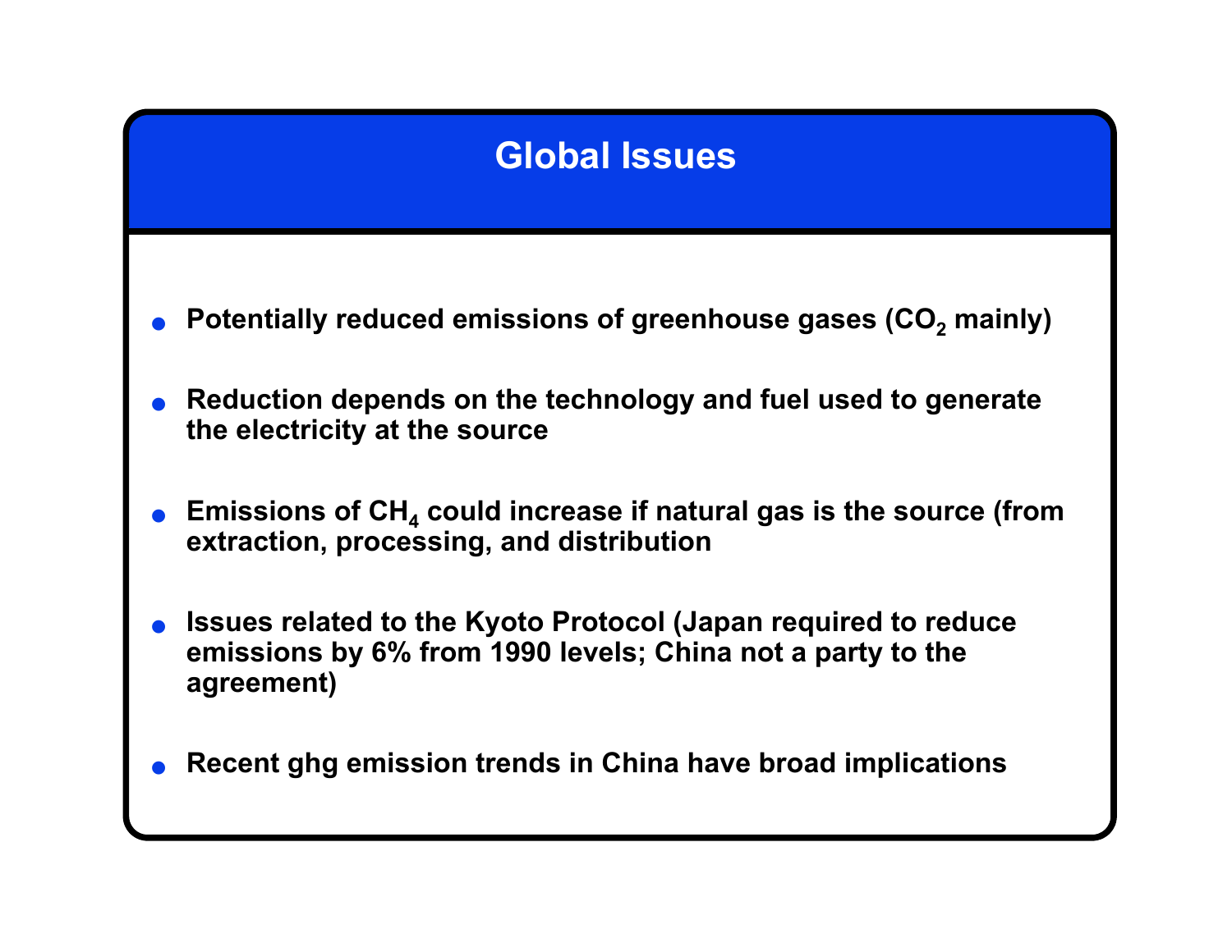# Global Issues

- Potentially reduced emissions of greenhouse gases ($CO_2$ mainly)
- Reduction depends on the technology and fuel used to generate the electricity at the source
- Emissions of $CH_4$ could increase if natural gas is the source (from extraction, processing, and distribution
- Issues related to the Kyoto Protocol (Japan required to reduce emissions by 6% from 1990 levels; China not a party to the agreement)
- Recent ghg emission trends in China have broad implications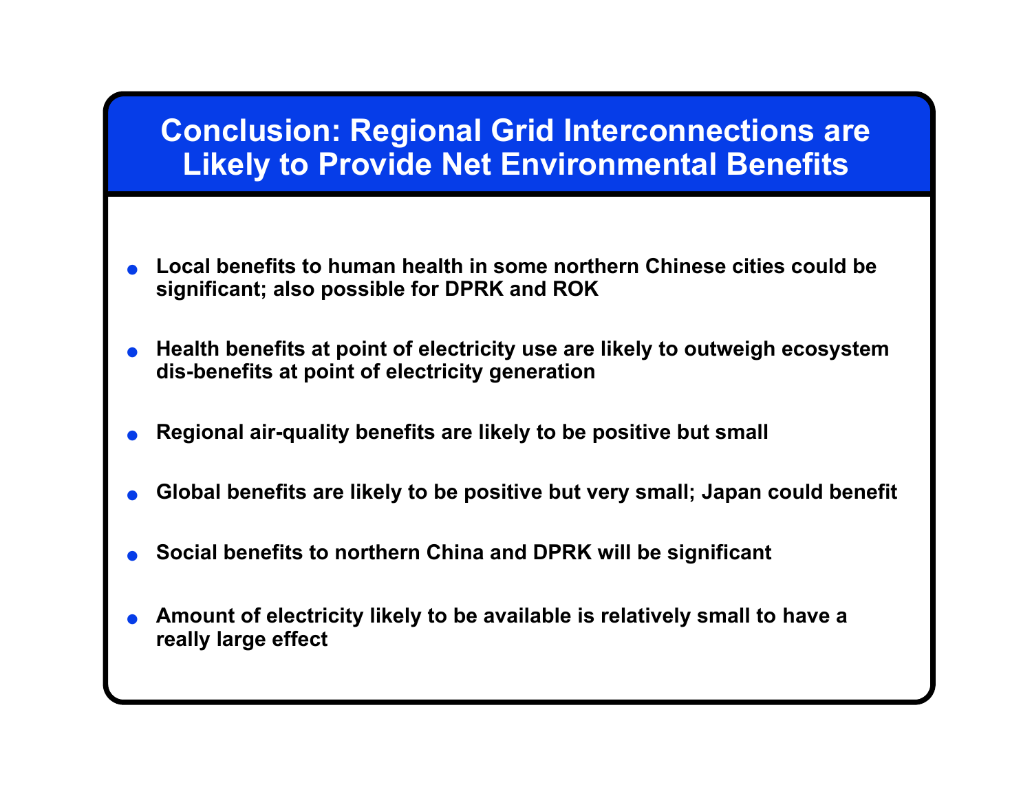# Conclusion: Regional Grid Interconnections are Likely to Provide Net Environmental Benefits

- Local benefits to human health in some northern Chinese cities could be significant; also possible for DPRK and ROK
- Health benefits at point of electricity use are likely to outweigh ecosystem dis-benefits at point of electricity generation
- Regional air-quality benefits are likely to be positive but small
- Global benefits are likely to be positive but very small; Japan could benefit
- Social benefits to northern China and DPRK will be significant
- Amount of electricity likely to be available is relatively small to have a really large effect